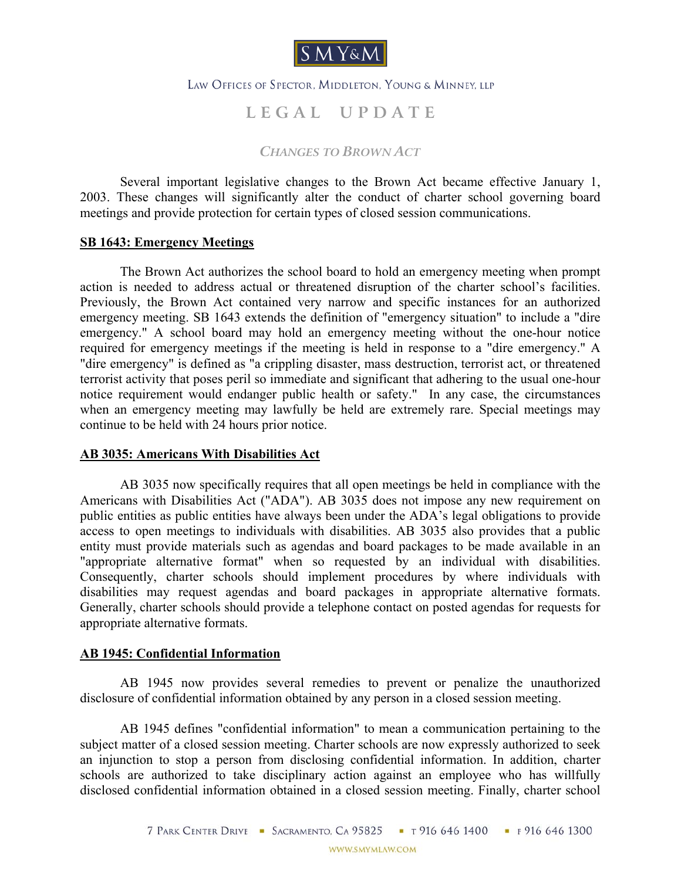S M Y & M

LAW OFFICES OF SPECTOR, MIDDLETON, YOUNG & MINNEY, LLP

# LEGAL UPDATE

## *CHANGES TO BROWN ACT*

Several important legislative changes to the Brown Act became effective January 1, 2003. These changes will significantly alter the conduct of charter school governing board meetings and provide protection for certain types of closed session communications.

### SB 1643: Emergency Meetings

The Brown Act authorizes the school board to hold an emergency meeting when prompt action is needed to address actual or threatened disruption of the charter school's facilities. Previously, the Brown Act contained very narrow and specific instances for an authorized emergency meeting. SB 1643 extends the definition of "emergency situation" to include a "dire emergency." A school board may hold an emergency meeting without the one-hour notice required for emergency meetings if the meeting is held in response to a "dire emergency." A "dire emergency" is defined as "a crippling disaster, mass destruction, terrorist act, or threatened terrorist activity that poses peril so immediate and significant that adhering to the usual one-hour notice requirement would endanger public health or safety." In any case, the circumstances when an emergency meeting may lawfully be held are extremely rare. Special meetings may continue to be held with 24 hours prior notice.

### AB 3035: Americans With Disabilities Act

AB 3035 now specifically requires that all open meetings be held in compliance with the Americans with Disabilities Act ("ADA"). AB 3035 does not impose any new requirement on public entities as public entities have always been under the ADA's legal obligations to provide access to open meetings to individuals with disabilities. AB 3035 also provides that a public entity must provide materials such as agendas and board packages to be made available in an "appropriate alternative format" when so requested by an individual with disabilities. Consequently, charter schools should implement procedures by where individuals with disabilities may request agendas and board packages in appropriate alternative formats. Generally, charter schools should provide a telephone contact on posted agendas for requests for appropriate alternative formats.

### AB 1945: Confidential Information

AB 1945 now provides several remedies to prevent or penalize the unauthorized disclosure of confidential information obtained by any person in a closed session meeting.

AB 1945 defines "confidential information" to mean a communication pertaining to the subject matter of a closed session meeting. Charter schools are now expressly authorized to seek an injunction to stop a person from disclosing confidential information. In addition, charter schools are authorized to take disciplinary action against an employee who has willfully disclosed confidential information obtained in a closed session meeting. Finally, charter school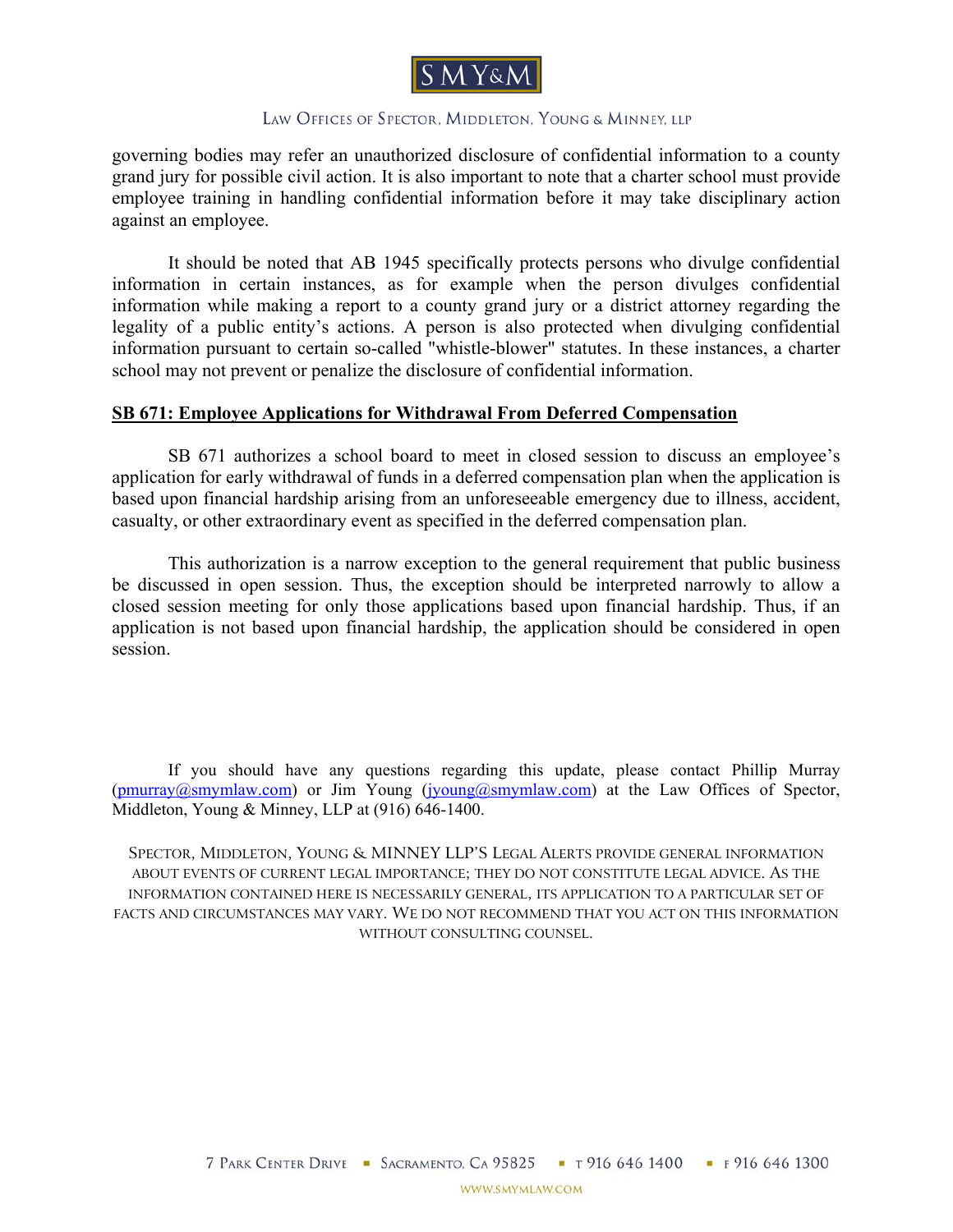governing bodies may refer an unauthorized disclosure of confidential information to a county grand jury for possible civil action. It is also important to note that a charter school must provide employee training in handling confidential information before it may take disciplinary action against an employee.

It should be noted that AB 1945 specifically protects persons who divulge confidential information in certain instances, as for example when the person divulges confidential information while making a report to a county grand jury or a district attorney regarding the legality of a public entity's actions. A person is also protected when divulging confidential information pursuant to certain so-called "whistle-blower" statutes. In these instances, a charter school may not prevent or penalize the disclosure of confidential information.

## SB 671: Employee Applications for Withdrawal From Deferred Compensation

SB 671 authorizes a school board to meet in closed session to discuss an employee's application for early withdrawal of funds in a deferred compensation plan when the application is based upon financial hardship arising from an unforeseeable emergency due to illness, accident, casualty, or other extraordinary event as specified in the deferred compensation plan.

This authorization is a narrow exception to the general requirement that public business be discussed in open session. Thus, the exception should be interpreted narrowly to allow a closed session meeting for only those applications based upon financial hardship. Thus, if an application is not based upon financial hardship, the application should be considered in open session.

If you should have any questions regarding this update, please contact Phillip Murray (pmurray@smymlaw.com) or Jim Young (jyoung@smymlaw.com) at the Law Offices of Spector, Middleton, Young & Minney, LLP at (916) 646-1400.

SPECTOR, MIDDLETON, YOUNG & MINNEY LLP'S LEGAL ALERTS PROVIDE GENERAL INFORMATION ABOUT EVENTS OF CURRENT LEGAL IMPORTANCE; THEY DO NOT CONSTITUTE LEGAL ADVICE. AS THE INFORMATION CONTAINED HERE IS NECESSARILY GENERAL, ITS APPLICATION TO A PARTICULAR SET OF FACTS AND CIRCUMSTANCES MAY VARY. WE DO NOT RECOMMEND THAT YOU ACT ON THIS INFORMATION WITHOUT CONSULTING COUNSEL.